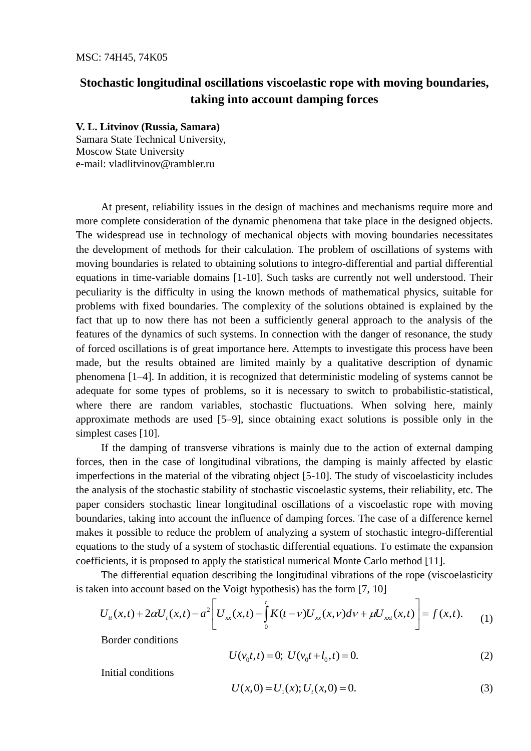MSC: 74H45, 74K05

# Stochastic longitudinal oscillations viscoelastic rope with moving boundaries, taking into account damping forces

**V. L. Litvinov (Russia, Samara)**
Samara State Technical University,
Moscow State University
e-mail: vladlitvinov@rambler.ru

At present, reliability issues in the design of machines and mechanisms require more and more complete consideration of the dynamic phenomena that take place in the designed objects. The widespread use in technology of mechanical objects with moving boundaries necessitates the development of methods for their calculation. The problem of oscillations of systems with moving boundaries is related to obtaining solutions to integro-differential and partial differential equations in time-variable domains [1-10]. Such tasks are currently not well understood. Their peculiarity is the difficulty in using the known methods of mathematical physics, suitable for problems with fixed boundaries. The complexity of the solutions obtained is explained by the fact that up to now there has not been a sufficiently general approach to the analysis of the features of the dynamics of such systems. In connection with the danger of resonance, the study of forced oscillations is of great importance here. Attempts to investigate this process have been made, but the results obtained are limited mainly by a qualitative description of dynamic phenomena [1–4]. In addition, it is recognized that deterministic modeling of systems cannot be adequate for some types of problems, so it is necessary to switch to probabilistic-statistical, where there are random variables, stochastic fluctuations. When solving here, mainly approximate methods are used [5–9], since obtaining exact solutions is possible only in the simplest cases [10].

If the damping of transverse vibrations is mainly due to the action of external damping forces, then in the case of longitudinal vibrations, the damping is mainly affected by elastic imperfections in the material of the vibrating object [5-10]. The study of viscoelasticity includes the analysis of the stochastic stability of stochastic viscoelastic systems, their reliability, etc. The paper considers stochastic linear longitudinal oscillations of a viscoelastic rope with moving boundaries, taking into account the influence of damping forces. The case of a difference kernel makes it possible to reduce the problem of analyzing a system of stochastic integro-differential equations to the study of a system of stochastic differential equations. To estimate the expansion coefficients, it is proposed to apply the statistical numerical Monte Carlo method [11].

The differential equation describing the longitudinal vibrations of the rope (viscoelasticity is taken into account based on the Voigt hypothesis) has the form [7, 10]

$$U_{tt}(x,t)+2\alpha U_{t}(x,t)-a^{2}\left[U_{xx}(x,t)-\int_{0}^{t}K(t-\nu)U_{xx}(x,\nu)d\nu+\mu U_{xxt}(x,t)\right]=f(x,t). \tag{1}$$

Border conditions

$$U(v_0 t,t)=0;\; U(v_0 t+l_0,t)=0. \tag{2}$$

Initial conditions

$$U(x,0)=U_1(x); U_t(x,0)=0. \tag{3}$$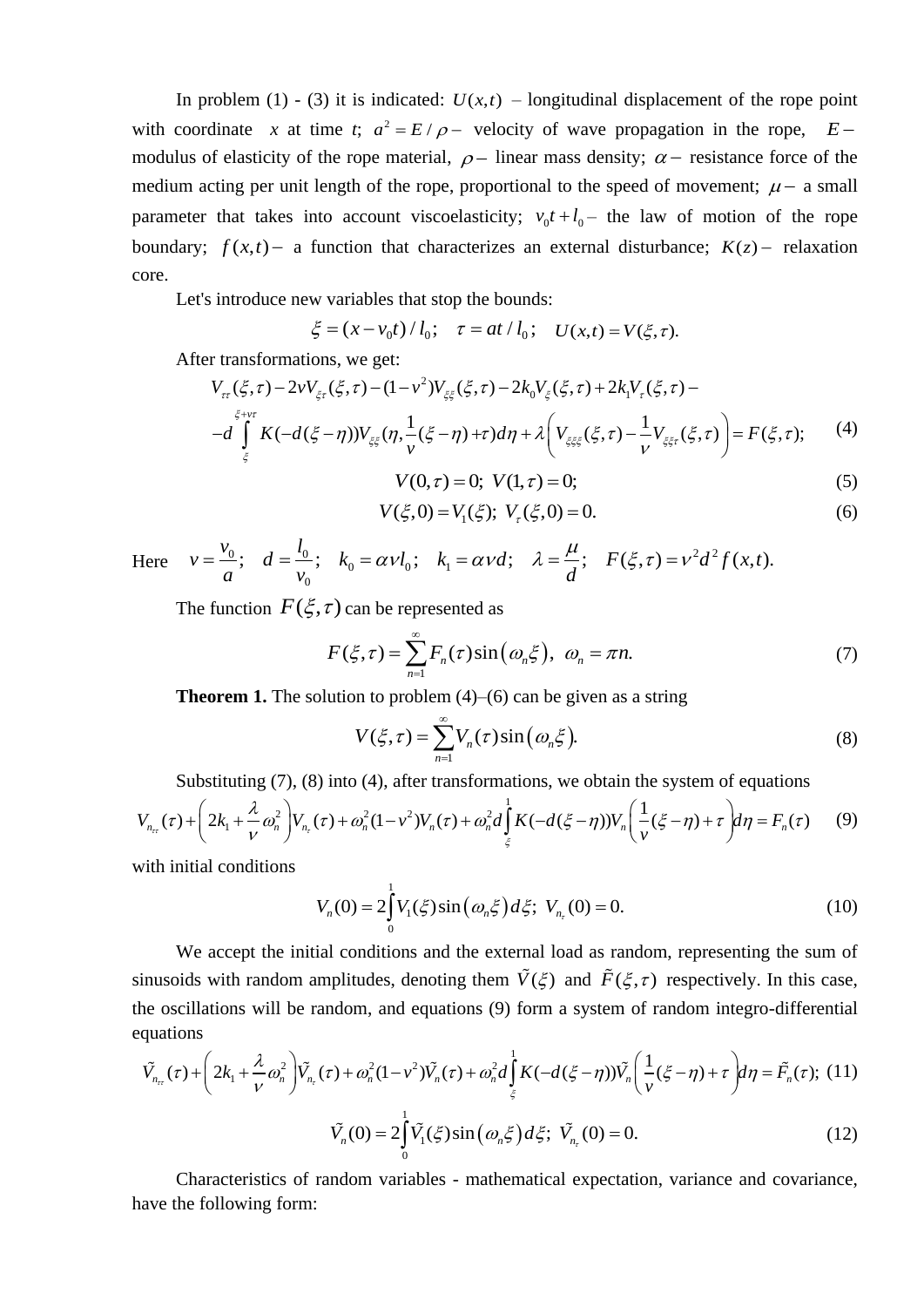In problem (1) - (3) it is indicated: $U(x,t)$ – longitudinal displacement of the rope point with coordinate $x$ at time $t$; $a^2 = E/\rho$ – velocity of wave propagation in the rope, $E$ – modulus of elasticity of the rope material, $\rho$ – linear mass density; $\alpha$ – resistance force of the medium acting per unit length of the rope, proportional to the speed of movement; $\mu$ – a small parameter that takes into account viscoelasticity; $v_0 t + l_0$ – the law of motion of the rope boundary; $f(x,t)$ – a function that characterizes an external disturbance; $K(z)$ – relaxation core.

Let's introduce new variables that stop the bounds:

$$\xi = (x - v_0 t)/l_0; \quad \tau = at/l_0; \quad U(x,t) = V(\xi,\tau).$$

After transformations, we get:

$$V_{\tau\tau}(\xi,\tau) - 2\nu V_{\xi\tau}(\xi,\tau) - (1-\nu^2)V_{\xi\xi}(\xi,\tau) - 2k_0 V_{\xi}(\xi,\tau) + 2k_1 V_{\tau}(\xi,\tau) -$$
$$-d\int_{\xi}^{\xi+\nu\tau} K(-d(\xi-\eta))V_{\xi\xi}\left(\eta, \frac{1}{\nu}(\xi-\eta)+\tau\right)d\eta + \lambda\left(V_{\xi\xi\xi}(\xi,\tau) - \frac{1}{\nu}V_{\xi\xi\tau}(\xi,\tau)\right) = F(\xi,\tau); \tag{4}$$

$$V(0,\tau) = 0; \; V(1,\tau) = 0; \tag{5}$$

$$V(\xi,0) = V_1(\xi); \; V_{\tau}(\xi,0) = 0. \tag{6}$$

Here $\quad \nu = \dfrac{v_0}{a}; \quad d = \dfrac{l_0}{v_0}; \quad k_0 = \alpha\nu l_0; \quad k_1 = \alpha\nu d; \quad \lambda = \dfrac{\mu}{d}; \quad F(\xi,\tau) = \nu^2 d^2 f(x,t).$

The function $F(\xi,\tau)$ can be represented as

$$F(\xi,\tau) = \sum_{n=1}^{\infty} F_n(\tau)\sin(\omega_n \xi), \;\; \omega_n = \pi n. \tag{7}$$

**Theorem 1.** The solution to problem (4)–(6) can be given as a string

$$V(\xi,\tau) = \sum_{n=1}^{\infty} V_n(\tau)\sin(\omega_n \xi). \tag{8}$$

Substituting (7), (8) into (4), after transformations, we obtain the system of equations

$$V_{n_{\tau\tau}}(\tau) + \left(2k_1 + \frac{\lambda}{\nu}\omega_n^2\right)V_{n_\tau}(\tau) + \omega_n^2(1-\nu^2)V_n(\tau) + \omega_n^2 d\int_{\xi}^{1} K(-d(\xi-\eta))V_n\left(\frac{1}{\nu}(\xi-\eta)+\tau\right)d\eta = F_n(\tau) \tag{9}$$

with initial conditions

$$V_n(0) = 2\int_0^1 V_1(\xi)\sin(\omega_n \xi)\,d\xi; \; V_{n_\tau}(0) = 0. \tag{10}$$

We accept the initial conditions and the external load as random, representing the sum of sinusoids with random amplitudes, denoting them $\tilde{V}(\xi)$ and $\tilde{F}(\xi,\tau)$ respectively. In this case, the oscillations will be random, and equations (9) form a system of random integro-differential equations

$$\tilde{V}_{n_{\tau\tau}}(\tau) + \left(2k_1 + \frac{\lambda}{\nu}\omega_n^2\right)\tilde{V}_{n_\tau}(\tau) + \omega_n^2(1-\nu^2)\tilde{V}_n(\tau) + \omega_n^2 d\int_{\xi}^{1} K(-d(\xi-\eta))\tilde{V}_n\left(\frac{1}{\nu}(\xi-\eta)+\tau\right)d\eta = \tilde{F}_n(\tau); \tag{11}$$

$$\tilde{V}_n(0) = 2\int_0^1 \tilde{V}_1(\xi)\sin(\omega_n \xi)\,d\xi; \; \tilde{V}_{n_\tau}(0) = 0. \tag{12}$$

Characteristics of random variables - mathematical expectation, variance and covariance, have the following form: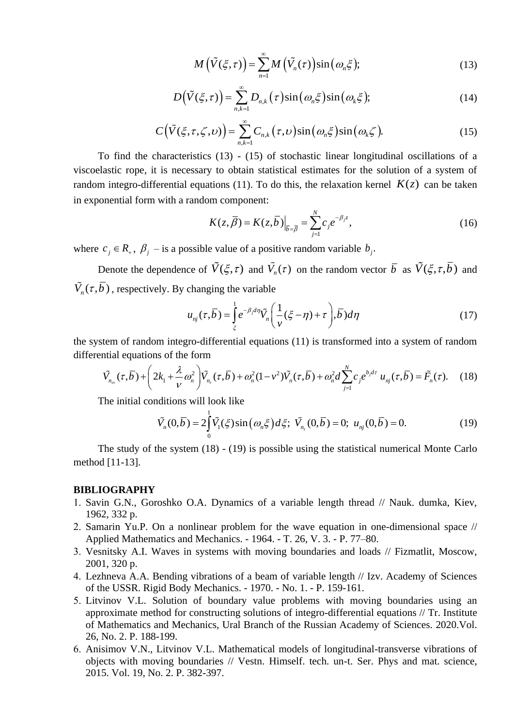$$M\left(\tilde{V}(\xi,\tau)\right)=\sum_{n=1}^{\infty}M\left(\tilde{V}_n(\tau)\right)\sin\left(\omega_n\xi\right); \tag{13}$$

$$D\left(\tilde{V}(\xi,\tau)\right)=\sum_{n,k=1}^{\infty}D_{n,k}\left(\tau\right)\sin\left(\omega_n\xi\right)\sin\left(\omega_k\xi\right); \tag{14}$$

$$C\left(\tilde{V}(\xi,\tau,\zeta,\upsilon)\right)=\sum_{n,k=1}^{\infty}C_{n,k}\left(\tau,\upsilon\right)\sin\left(\omega_n\xi\right)\sin\left(\omega_k\zeta\right). \tag{15}$$

To find the characteristics (13) - (15) of stochastic linear longitudinal oscillations of a viscoelastic rope, it is necessary to obtain statistical estimates for the solution of a system of random integro-differential equations (11). To do this, the relaxation kernel $K(z)$ can be taken in exponential form with a random component:

$$K(z,\overline{\beta})=K(z,\overline{b})\Big|_{\overline{b}=\overline{\beta}}=\sum_{j=1}^{N}c_j e^{-\beta_j z}, \tag{16}$$

where $c_j\in R_+$, $\beta_j$ – is a possible value of a positive random variable $b_j$.

Denote the dependence of $\tilde{V}(\xi,\tau)$ and $\tilde{V}_n(\tau)$ on the random vector $\overline{b}$ as $\tilde{V}(\xi,\tau,\overline{b})$ and $\tilde{V}_n(\tau,\overline{b})$, respectively. By changing the variable

$$u_{nj}(\tau,\overline{b})=\int_{\xi}^{1}e^{-\beta_j d\eta}\tilde{V}_n\left(\frac{1}{\nu}(\xi-\eta)+\tau\right),\overline{b})d\eta \tag{17}$$

the system of random integro-differential equations (11) is transformed into a system of random differential equations of the form

$$\tilde{V}_{n_{\tau\tau}}(\tau,\overline{b})+\left(2k_1+\frac{\lambda}{\nu}\omega_n^2\right)\tilde{V}_{n_\tau}(\tau,\overline{b})+\omega_n^2(1-\nu^2)\tilde{V}_n(\tau,\overline{b})+\omega_n^2 d\sum_{j=1}^{N}c_j e^{b_j d\tau}\,u_{nj}(\tau,\overline{b})=\tilde{F}_n(\tau). \tag{18}$$

The initial conditions will look like

$$\tilde{V}_n(0,\overline{b})=2\int_0^1\tilde{V}_1(\xi)\sin\left(\omega_n\xi\right)d\xi;\ \tilde{V}_{n_\tau}(0,\overline{b})=0;\ u_{nj}(0,\overline{b})=0. \tag{19}$$

The study of the system (18) - (19) is possible using the statistical numerical Monte Carlo method [11-13].

**BIBLIOGRAPHY**

1. Savin G.N., Goroshko O.A. Dynamics of a variable length thread // Nauk. dumka, Kiev, 1962, 332 p.
2. Samarin Yu.P. On a nonlinear problem for the wave equation in one-dimensional space // Applied Mathematics and Mechanics. - 1964. - T. 26, V. 3. - P. 77–80.
3. Vesnitsky A.I. Waves in systems with moving boundaries and loads // Fizmatlit, Moscow, 2001, 320 p.
4. Lezhneva A.A. Bending vibrations of a beam of variable length // Izv. Academy of Sciences of the USSR. Rigid Body Mechanics. - 1970. - No. 1. - P. 159-161.
5. Litvinov V.L. Solution of boundary value problems with moving boundaries using an approximate method for constructing solutions of integro-differential equations // Tr. Institute of Mathematics and Mechanics, Ural Branch of the Russian Academy of Sciences. 2020.Vol. 26, No. 2. P. 188-199.
6. Anisimov V.N., Litvinov V.L. Mathematical models of longitudinal-transverse vibrations of objects with moving boundaries // Vestn. Himself. tech. un-t. Ser. Phys and mat. science, 2015. Vol. 19, No. 2. P. 382-397.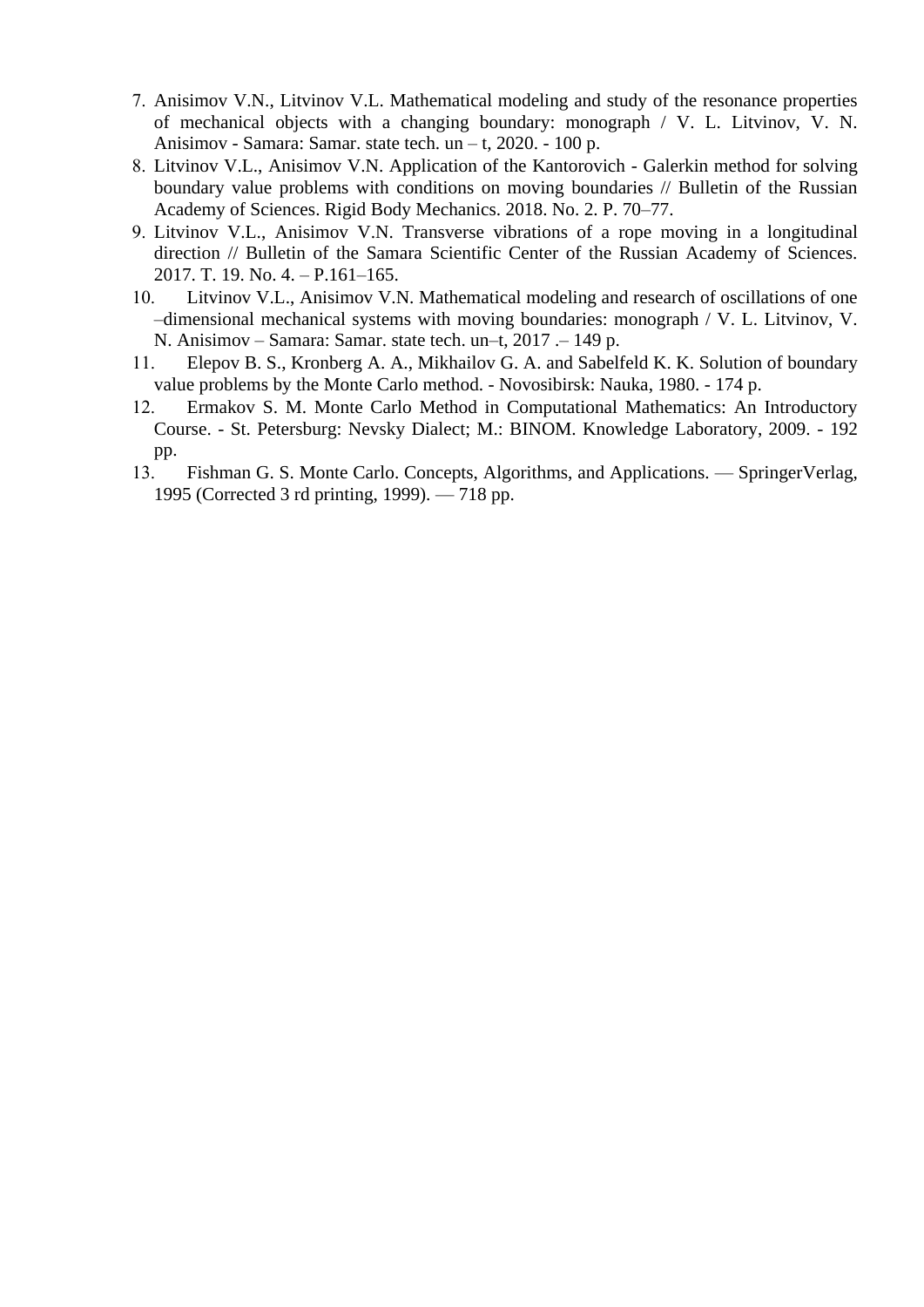7. Anisimov V.N., Litvinov V.L. Mathematical modeling and study of the resonance properties of mechanical objects with a changing boundary: monograph / V. L. Litvinov, V. N. Anisimov - Samara: Samar. state tech. un – t, 2020. - 100 p.
8. Litvinov V.L., Anisimov V.N. Application of the Kantorovich - Galerkin method for solving boundary value problems with conditions on moving boundaries // Bulletin of the Russian Academy of Sciences. Rigid Body Mechanics. 2018. No. 2. P. 70–77.
9. Litvinov V.L., Anisimov V.N. Transverse vibrations of a rope moving in a longitudinal direction // Bulletin of the Samara Scientific Center of the Russian Academy of Sciences. 2017. T. 19. No. 4. – P.161–165.
10. Litvinov V.L., Anisimov V.N. Mathematical modeling and research of oscillations of one –dimensional mechanical systems with moving boundaries: monograph / V. L. Litvinov, V. N. Anisimov – Samara: Samar. state tech. un–t, 2017 .– 149 p.
11. Elepov B. S., Kronberg A. A., Mikhailov G. A. and Sabelfeld K. K. Solution of boundary value problems by the Monte Carlo method. - Novosibirsk: Nauka, 1980. - 174 p.
12. Ermakov S. M. Monte Carlo Method in Computational Mathematics: An Introductory Course. - St. Petersburg: Nevsky Dialect; M.: BINOM. Knowledge Laboratory, 2009. - 192 pp.
13. Fishman G. S. Monte Carlo. Concepts, Algorithms, and Applications. — SpringerVerlag, 1995 (Corrected 3 rd printing, 1999). — 718 pp.